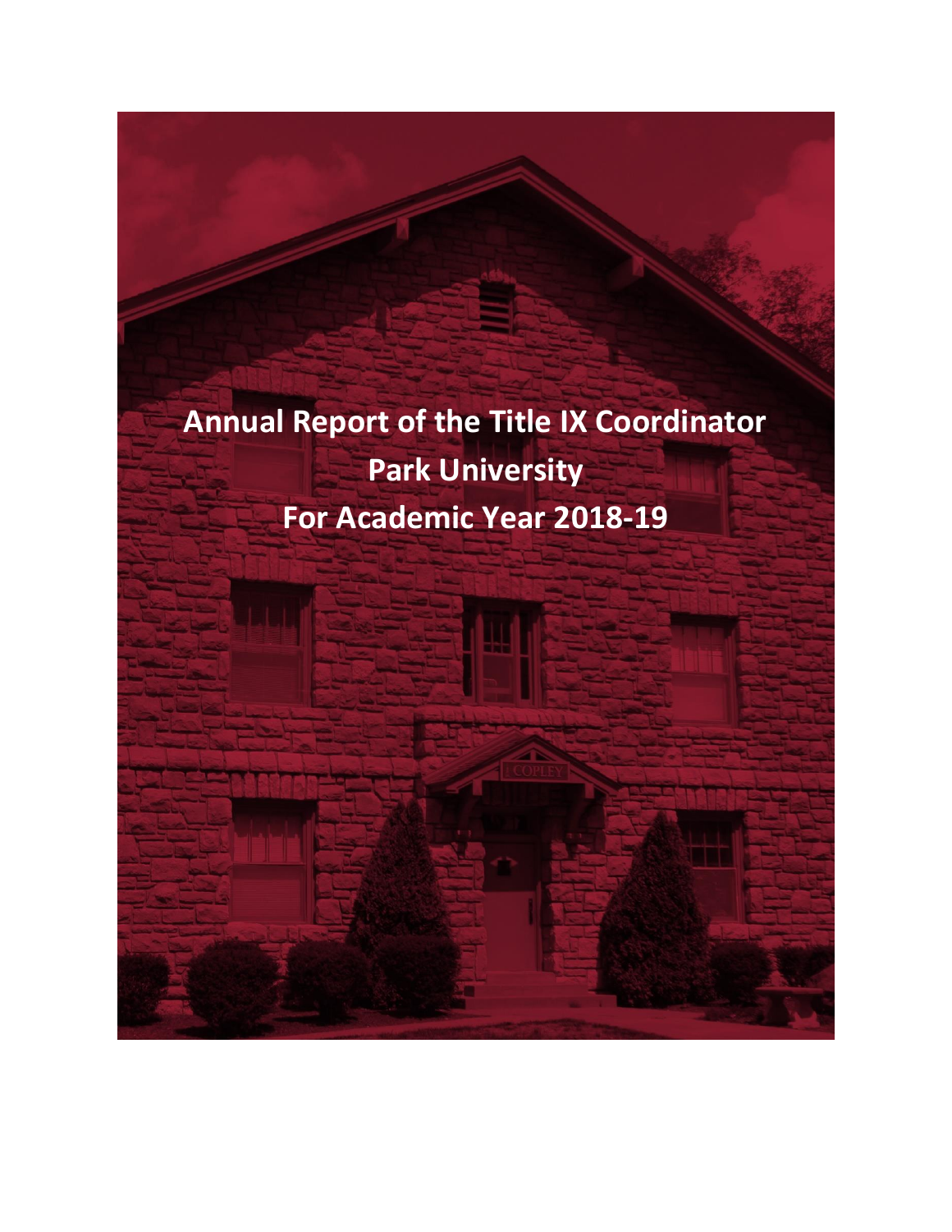# Annual Report of the Title IX Coordinator

## Park University

## For Academic Year 2018-19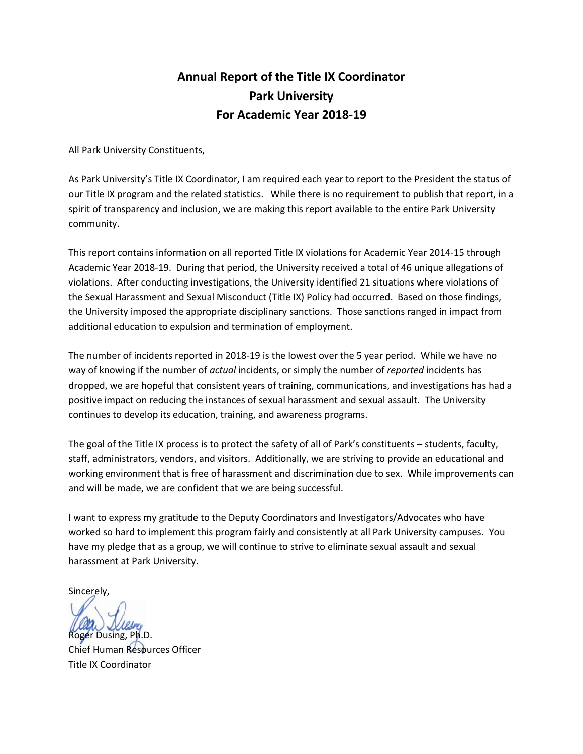# Annual Report of the Title IX Coordinator
# Park University
# For Academic Year 2018-19

All Park University Constituents,

As Park University's Title IX Coordinator, I am required each year to report to the President the status of our Title IX program and the related statistics. While there is no requirement to publish that report, in a spirit of transparency and inclusion, we are making this report available to the entire Park University community.

This report contains information on all reported Title IX violations for Academic Year 2014-15 through Academic Year 2018-19. During that period, the University received a total of 46 unique allegations of violations. After conducting investigations, the University identified 21 situations where violations of the Sexual Harassment and Sexual Misconduct (Title IX) Policy had occurred. Based on those findings, the University imposed the appropriate disciplinary sanctions. Those sanctions ranged in impact from additional education to expulsion and termination of employment.

The number of incidents reported in 2018-19 is the lowest over the 5 year period. While we have no way of knowing if the number of *actual* incidents, or simply the number of *reported* incidents has dropped, we are hopeful that consistent years of training, communications, and investigations has had a positive impact on reducing the instances of sexual harassment and sexual assault. The University continues to develop its education, training, and awareness programs.

The goal of the Title IX process is to protect the safety of all of Park's constituents – students, faculty, staff, administrators, vendors, and visitors. Additionally, we are striving to provide an educational and working environment that is free of harassment and discrimination due to sex. While improvements can and will be made, we are confident that we are being successful.

I want to express my gratitude to the Deputy Coordinators and Investigators/Advocates who have worked so hard to implement this program fairly and consistently at all Park University campuses. You have my pledge that as a group, we will continue to strive to eliminate sexual assault and sexual harassment at Park University.

Sincerely,

Roger Dusing, Ph.D.
Chief Human Resources Officer
Title IX Coordinator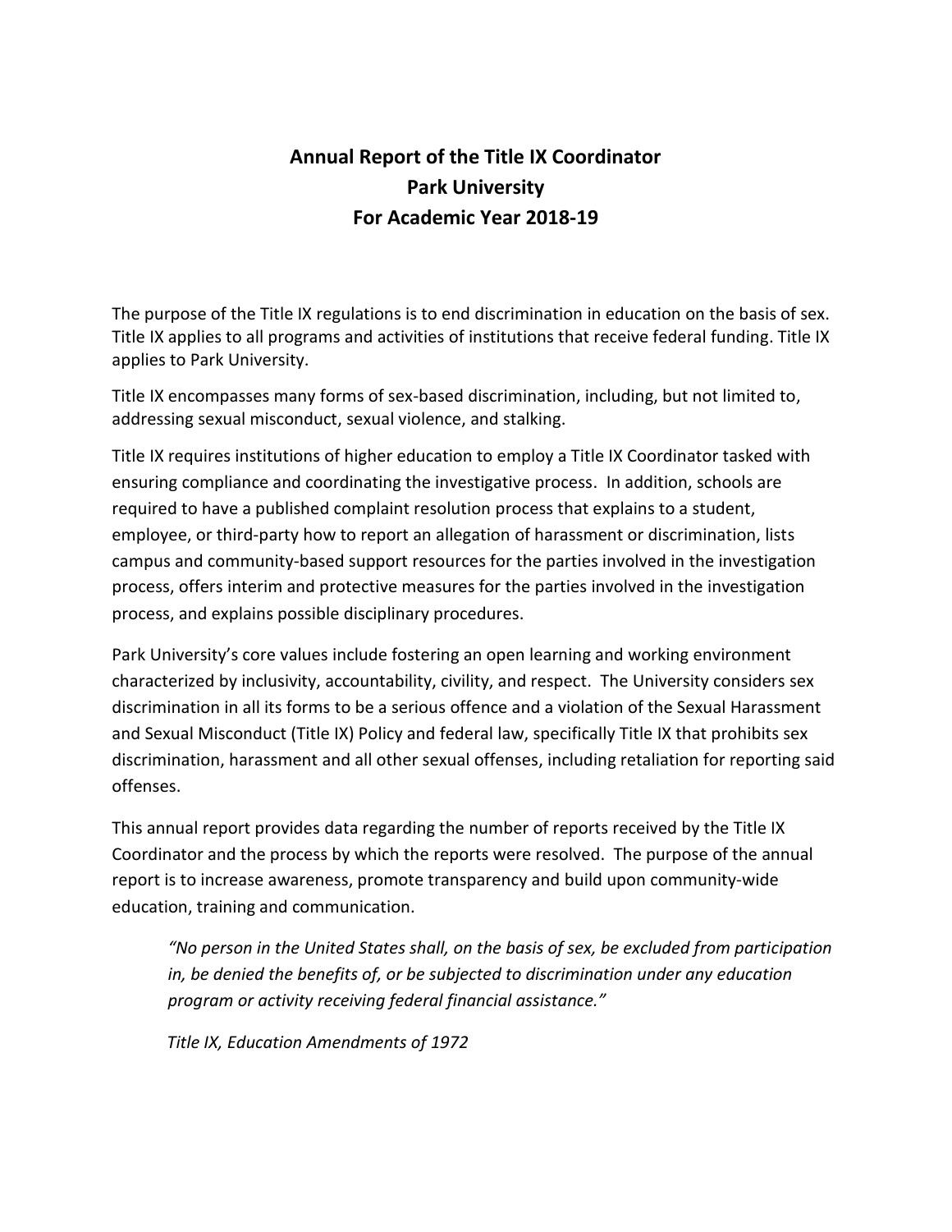# Annual Report of the Title IX Coordinator
# Park University
# For Academic Year 2018-19

The purpose of the Title IX regulations is to end discrimination in education on the basis of sex. Title IX applies to all programs and activities of institutions that receive federal funding. Title IX applies to Park University.

Title IX encompasses many forms of sex-based discrimination, including, but not limited to, addressing sexual misconduct, sexual violence, and stalking.

Title IX requires institutions of higher education to employ a Title IX Coordinator tasked with ensuring compliance and coordinating the investigative process. In addition, schools are required to have a published complaint resolution process that explains to a student, employee, or third-party how to report an allegation of harassment or discrimination, lists campus and community-based support resources for the parties involved in the investigation process, offers interim and protective measures for the parties involved in the investigation process, and explains possible disciplinary procedures.

Park University's core values include fostering an open learning and working environment characterized by inclusivity, accountability, civility, and respect. The University considers sex discrimination in all its forms to be a serious offence and a violation of the Sexual Harassment and Sexual Misconduct (Title IX) Policy and federal law, specifically Title IX that prohibits sex discrimination, harassment and all other sexual offenses, including retaliation for reporting said offenses.

This annual report provides data regarding the number of reports received by the Title IX Coordinator and the process by which the reports were resolved. The purpose of the annual report is to increase awareness, promote transparency and build upon community-wide education, training and communication.

> *"No person in the United States shall, on the basis of sex, be excluded from participation in, be denied the benefits of, or be subjected to discrimination under any education program or activity receiving federal financial assistance."*
>
> *Title IX, Education Amendments of 1972*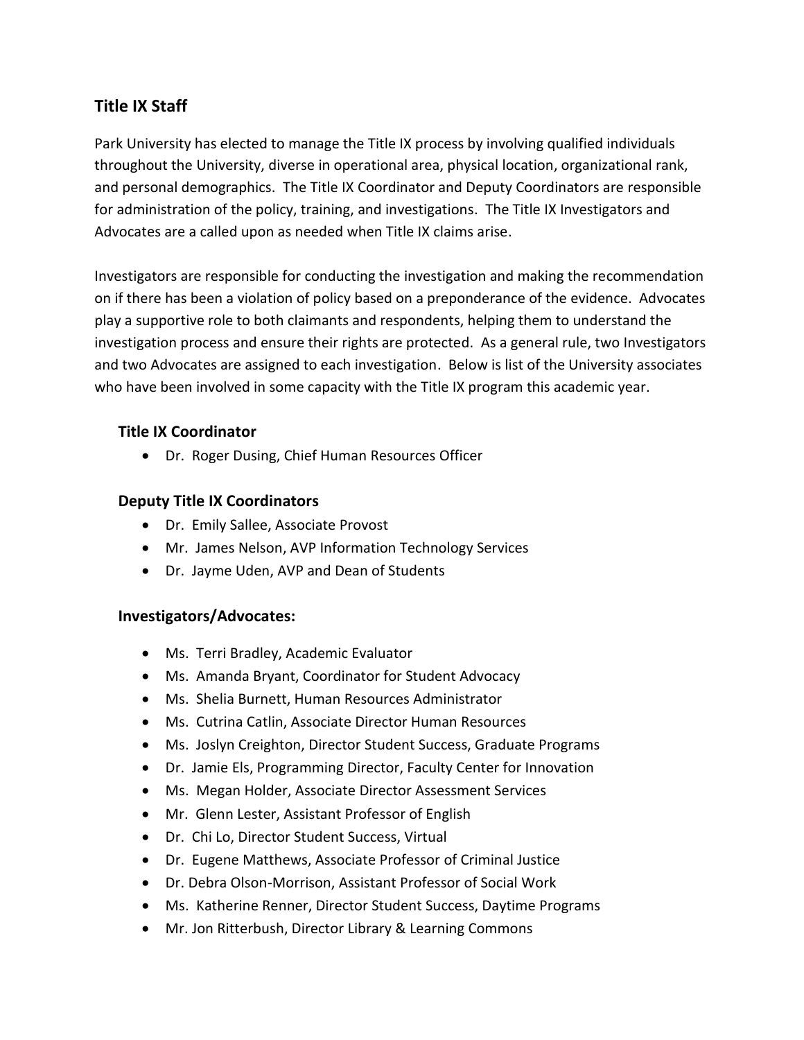## Title IX Staff

Park University has elected to manage the Title IX process by involving qualified individuals throughout the University, diverse in operational area, physical location, organizational rank, and personal demographics. The Title IX Coordinator and Deputy Coordinators are responsible for administration of the policy, training, and investigations. The Title IX Investigators and Advocates are a called upon as needed when Title IX claims arise.

Investigators are responsible for conducting the investigation and making the recommendation on if there has been a violation of policy based on a preponderance of the evidence. Advocates play a supportive role to both claimants and respondents, helping them to understand the investigation process and ensure their rights are protected. As a general rule, two Investigators and two Advocates are assigned to each investigation. Below is list of the University associates who have been involved in some capacity with the Title IX program this academic year.

### Title IX Coordinator

- Dr. Roger Dusing, Chief Human Resources Officer

### Deputy Title IX Coordinators

- Dr. Emily Sallee, Associate Provost
- Mr. James Nelson, AVP Information Technology Services
- Dr. Jayme Uden, AVP and Dean of Students

### Investigators/Advocates:

- Ms. Terri Bradley, Academic Evaluator
- Ms. Amanda Bryant, Coordinator for Student Advocacy
- Ms. Shelia Burnett, Human Resources Administrator
- Ms. Cutrina Catlin, Associate Director Human Resources
- Ms. Joslyn Creighton, Director Student Success, Graduate Programs
- Dr. Jamie Els, Programming Director, Faculty Center for Innovation
- Ms. Megan Holder, Associate Director Assessment Services
- Mr. Glenn Lester, Assistant Professor of English
- Dr. Chi Lo, Director Student Success, Virtual
- Dr. Eugene Matthews, Associate Professor of Criminal Justice
- Dr. Debra Olson-Morrison, Assistant Professor of Social Work
- Ms. Katherine Renner, Director Student Success, Daytime Programs
- Mr. Jon Ritterbush, Director Library & Learning Commons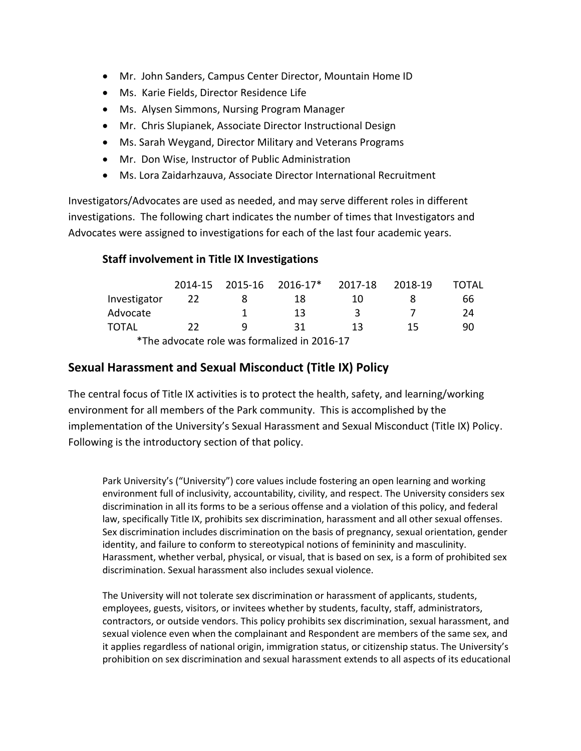- Mr. John Sanders, Campus Center Director, Mountain Home ID
- Ms. Karie Fields, Director Residence Life
- Ms. Alysen Simmons, Nursing Program Manager
- Mr. Chris Slupianek, Associate Director Instructional Design
- Ms. Sarah Weygand, Director Military and Veterans Programs
- Mr. Don Wise, Instructor of Public Administration
- Ms. Lora Zaidarhzauva, Associate Director International Recruitment

Investigators/Advocates are used as needed, and may serve different roles in different investigations. The following chart indicates the number of times that Investigators and Advocates were assigned to investigations for each of the last four academic years.

**Staff involvement in Title IX Investigations**

| | 2014-15 | 2015-16 | 2016-17* | 2017-18 | 2018-19 | TOTAL |
|---|---|---|---|---|---|---|
| Investigator | 22 | 8 | 18 | 10 | 8 | 66 |
| Advocate | | 1 | 13 | 3 | 7 | 24 |
| TOTAL | 22 | 9 | 31 | 13 | 15 | 90 |

*The advocate role was formalized in 2016-17

## Sexual Harassment and Sexual Misconduct (Title IX) Policy

The central focus of Title IX activities is to protect the health, safety, and learning/working environment for all members of the Park community. This is accomplished by the implementation of the University's Sexual Harassment and Sexual Misconduct (Title IX) Policy. Following is the introductory section of that policy.

> Park University's ("University") core values include fostering an open learning and working environment full of inclusivity, accountability, civility, and respect. The University considers sex discrimination in all its forms to be a serious offense and a violation of this policy, and federal law, specifically Title IX, prohibits sex discrimination, harassment and all other sexual offenses. Sex discrimination includes discrimination on the basis of pregnancy, sexual orientation, gender identity, and failure to conform to stereotypical notions of femininity and masculinity. Harassment, whether verbal, physical, or visual, that is based on sex, is a form of prohibited sex discrimination. Sexual harassment also includes sexual violence.
>
> The University will not tolerate sex discrimination or harassment of applicants, students, employees, guests, visitors, or invitees whether by students, faculty, staff, administrators, contractors, or outside vendors. This policy prohibits sex discrimination, sexual harassment, and sexual violence even when the complainant and Respondent are members of the same sex, and it applies regardless of national origin, immigration status, or citizenship status. The University's prohibition on sex discrimination and sexual harassment extends to all aspects of its educational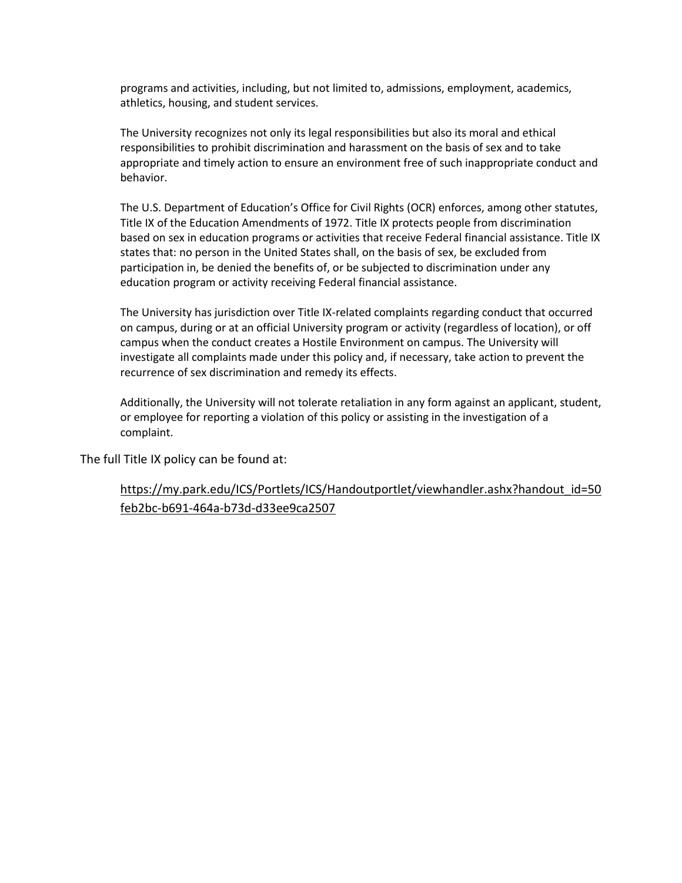programs and activities, including, but not limited to, admissions, employment, academics, athletics, housing, and student services.

The University recognizes not only its legal responsibilities but also its moral and ethical responsibilities to prohibit discrimination and harassment on the basis of sex and to take appropriate and timely action to ensure an environment free of such inappropriate conduct and behavior.

The U.S. Department of Education's Office for Civil Rights (OCR) enforces, among other statutes, Title IX of the Education Amendments of 1972. Title IX protects people from discrimination based on sex in education programs or activities that receive Federal financial assistance. Title IX states that: no person in the United States shall, on the basis of sex, be excluded from participation in, be denied the benefits of, or be subjected to discrimination under any education program or activity receiving Federal financial assistance.

The University has jurisdiction over Title IX-related complaints regarding conduct that occurred on campus, during or at an official University program or activity (regardless of location), or off campus when the conduct creates a Hostile Environment on campus. The University will investigate all complaints made under this policy and, if necessary, take action to prevent the recurrence of sex discrimination and remedy its effects.

Additionally, the University will not tolerate retaliation in any form against an applicant, student, or employee for reporting a violation of this policy or assisting in the investigation of a complaint.

The full Title IX policy can be found at:

https://my.park.edu/ICS/Portlets/ICS/Handoutportlet/viewhandler.ashx?handout_id=50feb2bc-b691-464a-b73d-d33ee9ca2507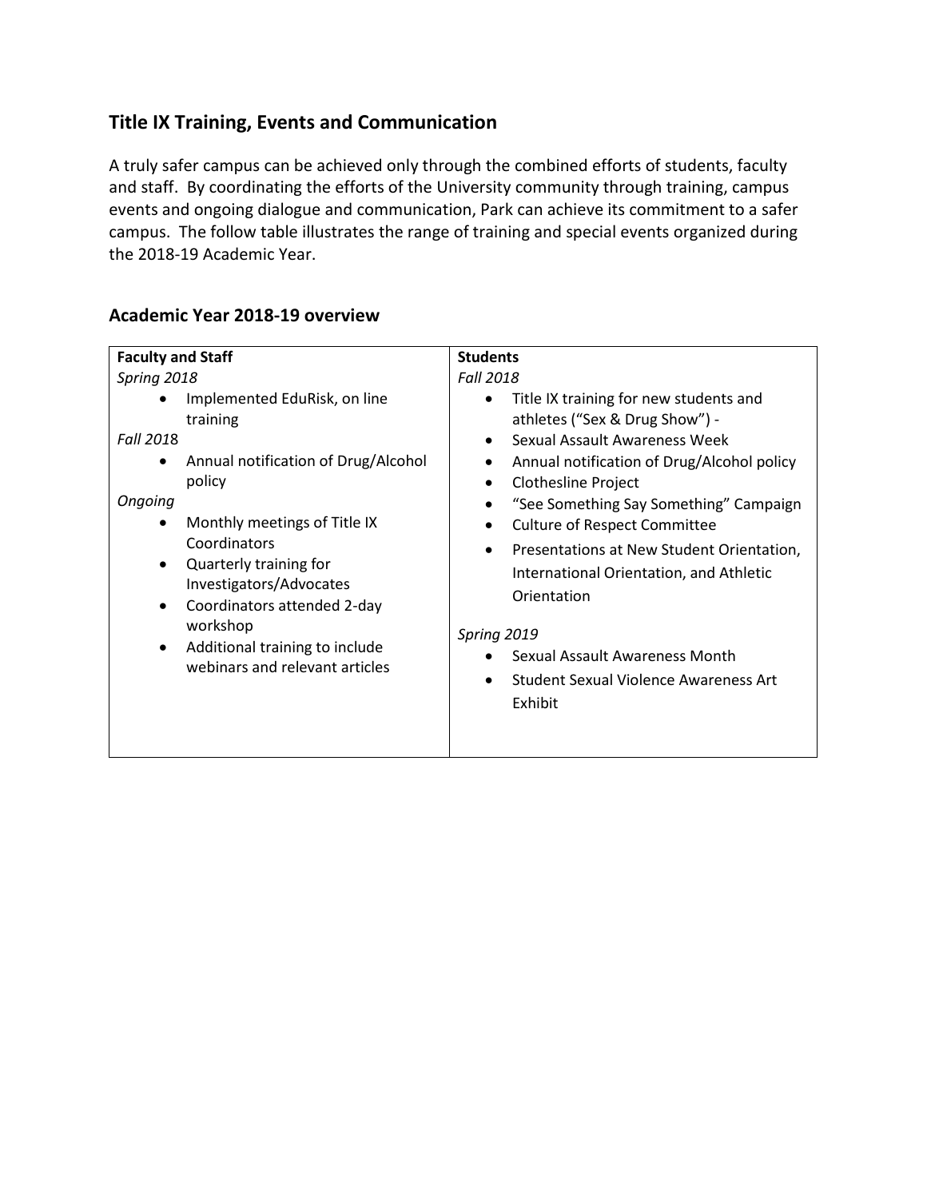## Title IX Training, Events and Communication

A truly safer campus can be achieved only through the combined efforts of students, faculty and staff. By coordinating the efforts of the University community through training, campus events and ongoing dialogue and communication, Park can achieve its commitment to a safer campus. The follow table illustrates the range of training and special events organized during the 2018-19 Academic Year.

## Academic Year 2018-19 overview

| **Faculty and Staff** | **Students** |
| --- | --- |
| *Spring 2018*<br>• Implemented EduRisk, on line training<br>*Fall 2018*<br>• Annual notification of Drug/Alcohol policy<br>*Ongoing*<br>• Monthly meetings of Title IX Coordinators<br>• Quarterly training for Investigators/Advocates<br>• Coordinators attended 2-day workshop<br>• Additional training to include webinars and relevant articles | *Fall 2018*<br>• Title IX training for new students and athletes ("Sex & Drug Show") -<br>• Sexual Assault Awareness Week<br>• Annual notification of Drug/Alcohol policy<br>• Clothesline Project<br>• "See Something Say Something" Campaign<br>• Culture of Respect Committee<br>• Presentations at New Student Orientation, International Orientation, and Athletic Orientation<br>*Spring 2019*<br>• Sexual Assault Awareness Month<br>• Student Sexual Violence Awareness Art Exhibit |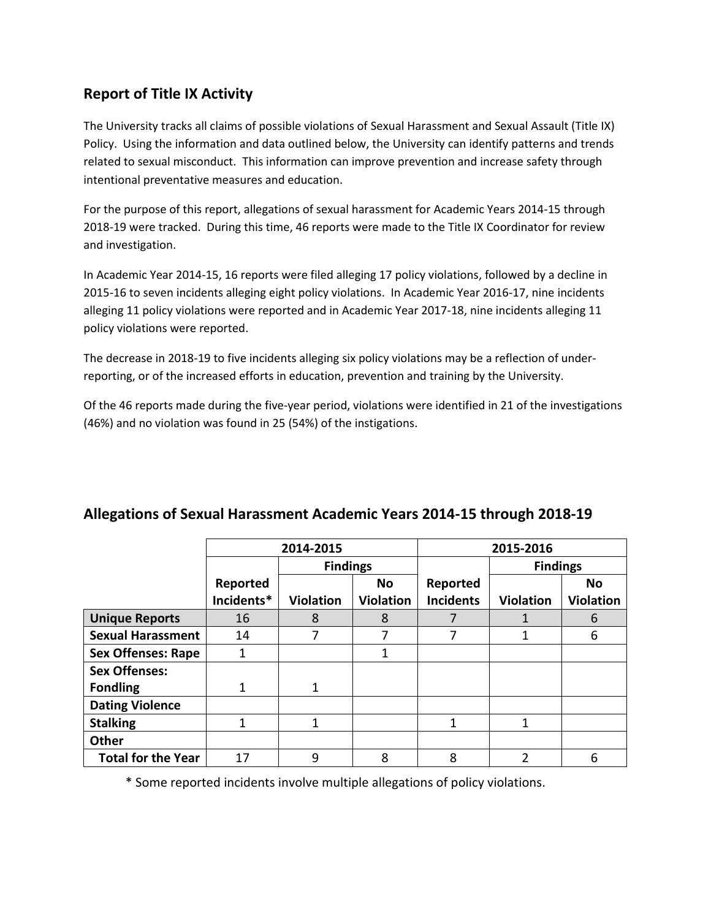## Report of Title IX Activity

The University tracks all claims of possible violations of Sexual Harassment and Sexual Assault (Title IX) Policy. Using the information and data outlined below, the University can identify patterns and trends related to sexual misconduct. This information can improve prevention and increase safety through intentional preventative measures and education.

For the purpose of this report, allegations of sexual harassment for Academic Years 2014-15 through 2018-19 were tracked. During this time, 46 reports were made to the Title IX Coordinator for review and investigation.

In Academic Year 2014-15, 16 reports were filed alleging 17 policy violations, followed by a decline in 2015-16 to seven incidents alleging eight policy violations. In Academic Year 2016-17, nine incidents alleging 11 policy violations were reported and in Academic Year 2017-18, nine incidents alleging 11 policy violations were reported.

The decrease in 2018-19 to five incidents alleging six policy violations may be a reflection of under-reporting, or of the increased efforts in education, prevention and training by the University.

Of the 46 reports made during the five-year period, violations were identified in 21 of the investigations (46%) and no violation was found in 25 (54%) of the instigations.

## Allegations of Sexual Harassment Academic Years 2014-15 through 2018-19

| | 2014-2015 | | | 2015-2016 | | |
|---|---|---|---|---|---|---|
| | | Findings | | | Findings | |
| | Reported Incidents* | Violation | No Violation | Reported Incidents | Violation | No Violation |
| **Unique Reports** | 16 | 8 | 8 | 7 | 1 | 6 |
| **Sexual Harassment** | 14 | 7 | 7 | 7 | 1 | 6 |
| **Sex Offenses: Rape** | 1 | | 1 | | | |
| **Sex Offenses: Fondling** | 1 | 1 | | | | |
| **Dating Violence** | | | | | | |
| **Stalking** | 1 | 1 | | 1 | 1 | |
| **Other** | | | | | | |
| **Total for the Year** | 17 | 9 | 8 | 8 | 2 | 6 |

* Some reported incidents involve multiple allegations of policy violations.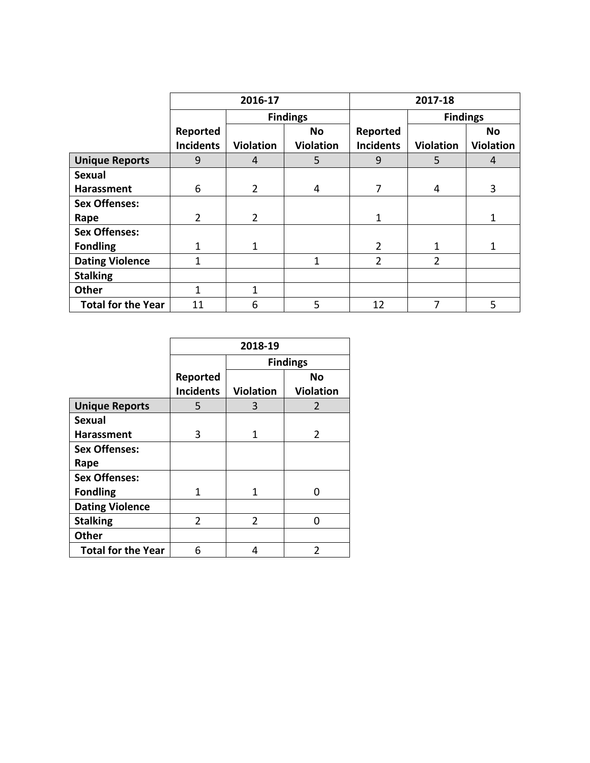| | 2016-17 | | | 2017-18 | | |
|---|---|---|---|---|---|---|
| | | Findings | | | Findings | |
| | Reported Incidents | Violation | No Violation | Reported Incidents | Violation | No Violation |
| **Unique Reports** | 9 | 4 | 5 | 9 | 5 | 4 |
| **Sexual Harassment** | 6 | 2 | 4 | 7 | 4 | 3 |
| **Sex Offenses: Rape** | 2 | 2 | | 1 | | 1 |
| **Sex Offenses: Fondling** | 1 | 1 | | 2 | 1 | 1 |
| **Dating Violence** | 1 | | 1 | 2 | 2 | |
| **Stalking** | | | | | | |
| **Other** | 1 | 1 | | | | |
| **Total for the Year** | 11 | 6 | 5 | 12 | 7 | 5 |

| | 2018-19 | | |
|---|---|---|---|
| | | Findings | |
| | Reported Incidents | Violation | No Violation |
| **Unique Reports** | 5 | 3 | 2 |
| **Sexual Harassment** | 3 | 1 | 2 |
| **Sex Offenses: Rape** | | | |
| **Sex Offenses: Fondling** | 1 | 1 | 0 |
| **Dating Violence** | | | |
| **Stalking** | 2 | 2 | 0 |
| **Other** | | | |
| **Total for the Year** | 6 | 4 | 2 |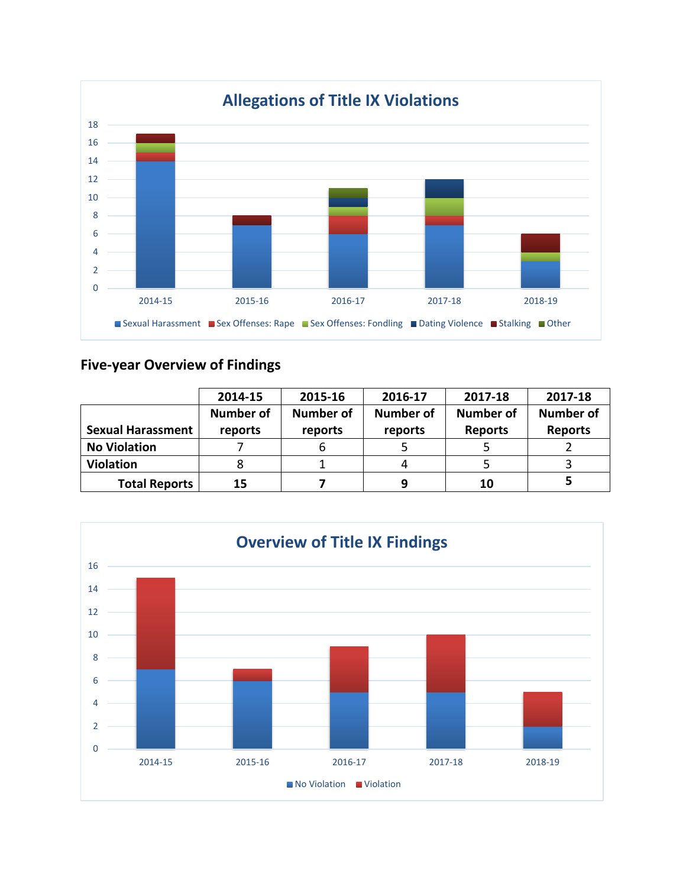## Allegations of Title IX Violations

## Five-year Overview of Findings

| Sexual Harassment | 2014-15 Number of reports | 2015-16 Number of reports | 2016-17 Number of reports | 2017-18 Number of Reports | 2017-18 Number of Reports |
|---|---|---|---|---|---|
| No Violation | 7 | 6 | 5 | 5 | 2 |
| Violation | 8 | 1 | 4 | 5 | 3 |
| **Total Reports** | **15** | **7** | **9** | **10** | **5** |

## Overview of Title IX Findings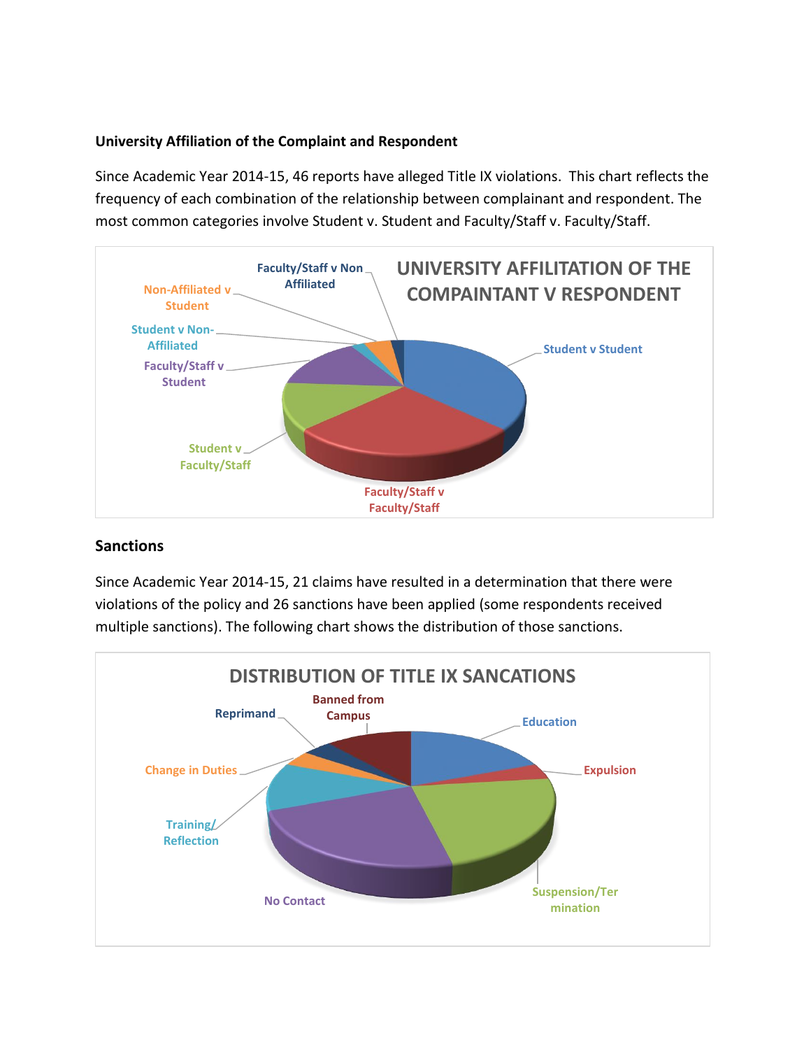**University Affiliation of the Complaint and Respondent**

Since Academic Year 2014-15, 46 reports have alleged Title IX violations. This chart reflects the frequency of each combination of the relationship between complainant and respondent. The most common categories involve Student v. Student and Faculty/Staff v. Faculty/Staff.

UNIVERSITY AFFILITATION OF THE COMPAINTANT V RESPONDENT

- Student v Student
- Faculty/Staff v Faculty/Staff
- Student v Faculty/Staff
- Faculty/Staff v Student
- Student v Non-Affiliated
- Non-Affiliated v Student
- Faculty/Staff v Non Affiliated

## Sanctions

Since Academic Year 2014-15, 21 claims have resulted in a determination that there were violations of the policy and 26 sanctions have been applied (some respondents received multiple sanctions). The following chart shows the distribution of those sanctions.

DISTRIBUTION OF TITLE IX SANCATIONS

- Education
- Expulsion
- Suspension/Termination
- No Contact
- Training/Reflection
- Change in Duties
- Reprimand
- Banned from Campus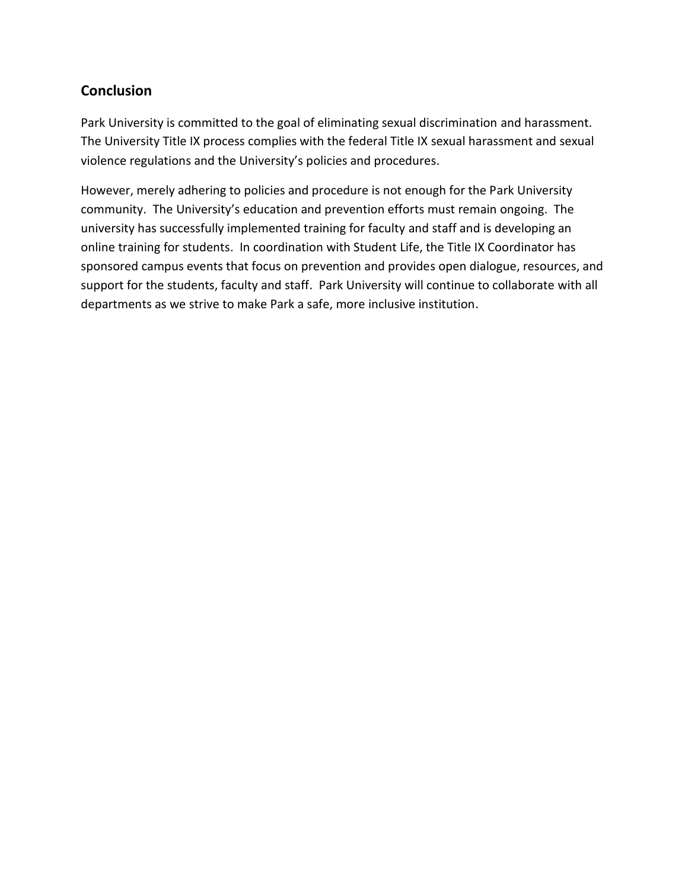## Conclusion

Park University is committed to the goal of eliminating sexual discrimination and harassment. The University Title IX process complies with the federal Title IX sexual harassment and sexual violence regulations and the University's policies and procedures.

However, merely adhering to policies and procedure is not enough for the Park University community. The University's education and prevention efforts must remain ongoing. The university has successfully implemented training for faculty and staff and is developing an online training for students. In coordination with Student Life, the Title IX Coordinator has sponsored campus events that focus on prevention and provides open dialogue, resources, and support for the students, faculty and staff. Park University will continue to collaborate with all departments as we strive to make Park a safe, more inclusive institution.